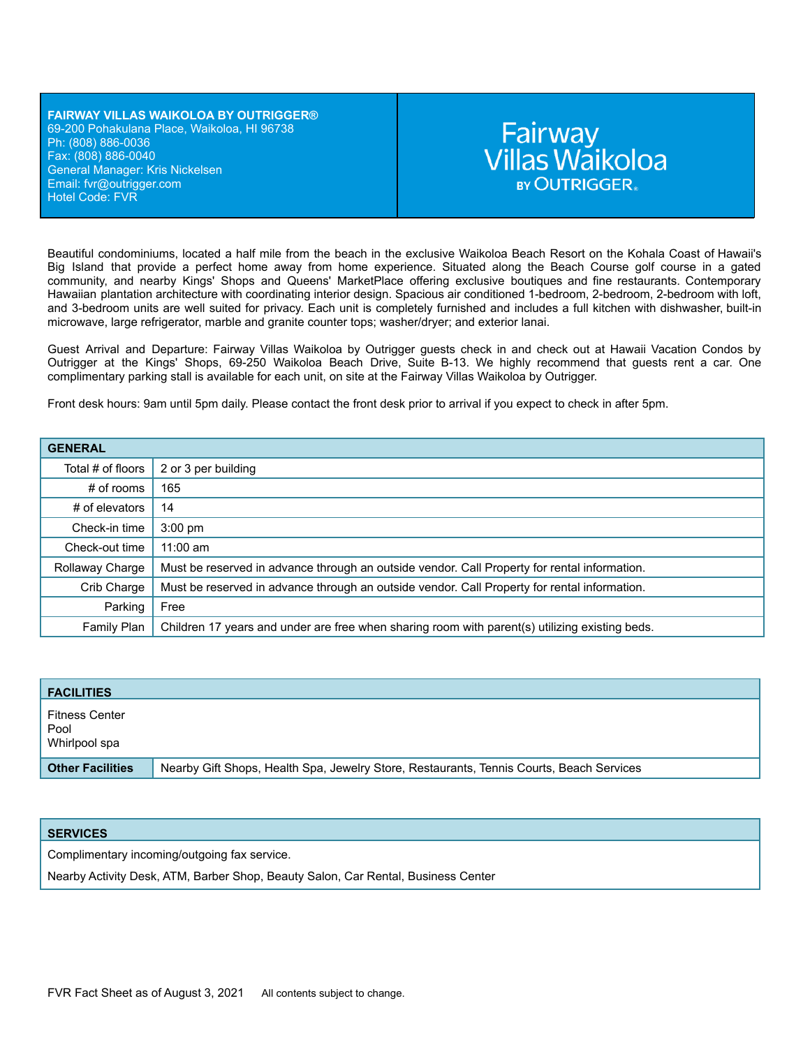**FAIRWAY VILLAS WAIKOLOA BY OUTRIGGER®**
69-200 Pohakulana Place, Waikoloa, HI 96738
Ph: (808) 886-0036
Fax: (808) 886-0040
General Manager: Kris Nickelsen
Email: fvr@outrigger.com
Hotel Code: FVR

Fairway Villas Waikoloa BY OUTRIGGER®

Beautiful condominiums, located a half mile from the beach in the exclusive Waikoloa Beach Resort on the Kohala Coast of Hawaii's Big Island that provide a perfect home away from home experience. Situated along the Beach Course golf course in a gated community, and nearby Kings' Shops and Queens' MarketPlace offering exclusive boutiques and fine restaurants. Contemporary Hawaiian plantation architecture with coordinating interior design. Spacious air conditioned 1-bedroom, 2-bedroom, 2-bedroom with loft, and 3-bedroom units are well suited for privacy. Each unit is completely furnished and includes a full kitchen with dishwasher, built-in microwave, large refrigerator, marble and granite counter tops; washer/dryer; and exterior lanai.

Guest Arrival and Departure: Fairway Villas Waikoloa by Outrigger guests check in and check out at Hawaii Vacation Condos by Outrigger at the Kings' Shops, 69-250 Waikoloa Beach Drive, Suite B-13. We highly recommend that guests rent a car. One complimentary parking stall is available for each unit, on site at the Fairway Villas Waikoloa by Outrigger.

Front desk hours: 9am until 5pm daily. Please contact the front desk prior to arrival if you expect to check in after 5pm.

| GENERAL | |
|---|---|
| Total # of floors | 2 or 3 per building |
| # of rooms | 165 |
| # of elevators | 14 |
| Check-in time | 3:00 pm |
| Check-out time | 11:00 am |
| Rollaway Charge | Must be reserved in advance through an outside vendor. Call Property for rental information. |
| Crib Charge | Must be reserved in advance through an outside vendor. Call Property for rental information. |
| Parking | Free |
| Family Plan | Children 17 years and under are free when sharing room with parent(s) utilizing existing beds. |

| FACILITIES | |
|---|---|
| Fitness Center<br>Pool<br>Whirlpool spa | |
| **Other Facilities** | Nearby Gift Shops, Health Spa, Jewelry Store, Restaurants, Tennis Courts, Beach Services |

| SERVICES |
|---|
| Complimentary incoming/outgoing fax service. |
| Nearby Activity Desk, ATM, Barber Shop, Beauty Salon, Car Rental, Business Center |

FVR Fact Sheet as of August 3, 2021 All contents subject to change.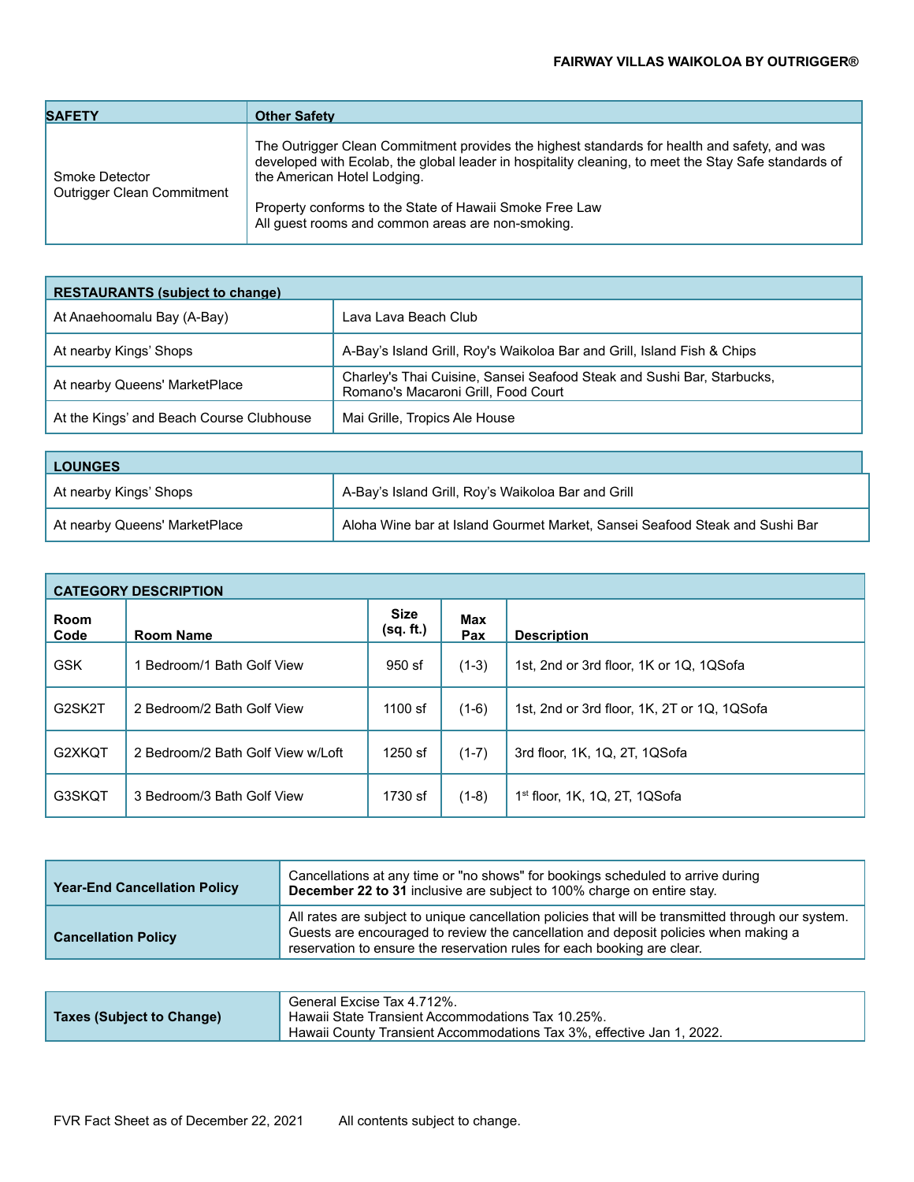| SAFETY | Other Safety |
|---|---|
| Smoke Detector<br>Outrigger Clean Commitment | The Outrigger Clean Commitment provides the highest standards for health and safety, and was developed with Ecolab, the global leader in hospitality cleaning, to meet the Stay Safe standards of the American Hotel Lodging.<br><br>Property conforms to the State of Hawaii Smoke Free Law<br>All guest rooms and common areas are non-smoking. |

| RESTAURANTS (subject to change) | |
|---|---|
| At Anaehoomalu Bay (A-Bay) | Lava Lava Beach Club |
| At nearby Kings' Shops | A-Bay's Island Grill, Roy's Waikoloa Bar and Grill, Island Fish & Chips |
| At nearby Queens' MarketPlace | Charley's Thai Cuisine, Sansei Seafood Steak and Sushi Bar, Starbucks, Romano's Macaroni Grill, Food Court |
| At the Kings' and Beach Course Clubhouse | Mai Grille, Tropics Ale House |

| LOUNGES | |
|---|---|
| At nearby Kings' Shops | A-Bay's Island Grill, Roy's Waikoloa Bar and Grill |
| At nearby Queens' MarketPlace | Aloha Wine bar at Island Gourmet Market, Sansei Seafood Steak and Sushi Bar |

| CATEGORY DESCRIPTION | | | | |
|---|---|---|---|---|
| Room Code | Room Name | Size (sq. ft.) | Max Pax | Description |
| GSK | 1 Bedroom/1 Bath Golf View | 950 sf | (1-3) | 1st, 2nd or 3rd floor, 1K or 1Q, 1QSofa |
| G2SK2T | 2 Bedroom/2 Bath Golf View | 1100 sf | (1-6) | 1st, 2nd or 3rd floor, 1K, 2T or 1Q, 1QSofa |
| G2XKQT | 2 Bedroom/2 Bath Golf View w/Loft | 1250 sf | (1-7) | 3rd floor, 1K, 1Q, 2T, 1QSofa |
| G3SKQT | 3 Bedroom/3 Bath Golf View | 1730 sf | (1-8) | 1st floor, 1K, 1Q, 2T, 1QSofa |

| | |
|---|---|
| **Year-End Cancellation Policy** | Cancellations at any time or "no shows" for bookings scheduled to arrive during **December 22 to 31** inclusive are subject to 100% charge on entire stay. |
| **Cancellation Policy** | All rates are subject to unique cancellation policies that will be transmitted through our system. Guests are encouraged to review the cancellation and deposit policies when making a reservation to ensure the reservation rules for each booking are clear. |

| | |
|---|---|
| **Taxes (Subject to Change)** | General Excise Tax 4.712%.<br>Hawaii State Transient Accommodations Tax 10.25%.<br>Hawaii County Transient Accommodations Tax 3%, effective Jan 1, 2022. |

FVR Fact Sheet as of December 22, 2021 All contents subject to change.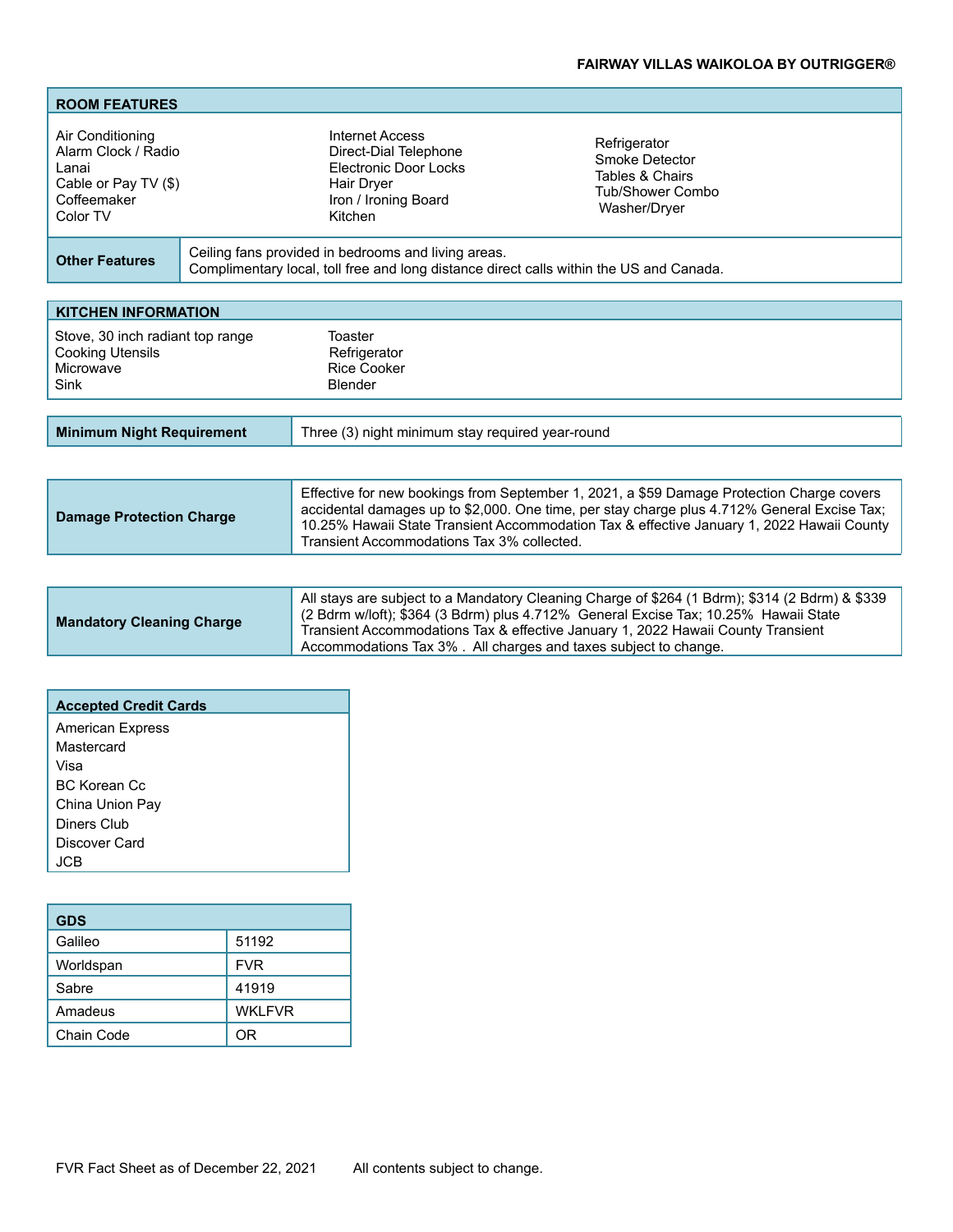**FAIRWAY VILLAS WAIKOLOA BY OUTRIGGER®**

## ROOM FEATURES

| | | |
|---|---|---|
| Air Conditioning | Internet Access | Refrigerator |
| Alarm Clock / Radio | Direct-Dial Telephone | Smoke Detector |
| Lanai | Electronic Door Locks | Tables & Chairs |
| Cable or Pay TV ($) | Hair Dryer | Tub/Shower Combo |
| Coffeemaker | Iron / Ironing Board | Washer/Dryer |
| Color TV | Kitchen | |

| **Other Features** | Ceiling fans provided in bedrooms and living areas.<br>Complimentary local, toll free and long distance direct calls within the US and Canada. |
|---|---|

## KITCHEN INFORMATION

| | |
|---|---|
| Stove, 30 inch radiant top range | Toaster |
| Cooking Utensils | Refrigerator |
| Microwave | Rice Cooker |
| Sink | Blender |

| **Minimum Night Requirement** | Three (3) night minimum stay required year-round |
|---|---|

| **Damage Protection Charge** | Effective for new bookings from September 1, 2021, a $59 Damage Protection Charge covers accidental damages up to $2,000. One time, per stay charge plus 4.712% General Excise Tax; 10.25% Hawaii State Transient Accommodation Tax & effective January 1, 2022 Hawaii County Transient Accommodations Tax 3% collected. |
|---|---|

| **Mandatory Cleaning Charge** | All stays are subject to a Mandatory Cleaning Charge of $264 (1 Bdrm); $314 (2 Bdrm) & $339 (2 Bdrm w/loft); $364 (3 Bdrm) plus 4.712% General Excise Tax; 10.25% Hawaii State Transient Accommodations Tax & effective January 1, 2022 Hawaii County Transient Accommodations Tax 3% . All charges and taxes subject to change. |
|---|---|

## Accepted Credit Cards

- American Express
- Mastercard
- Visa
- BC Korean Cc
- China Union Pay
- Diners Club
- Discover Card
- JCB

| GDS | |
|---|---|
| Galileo | 51192 |
| Worldspan | FVR |
| Sabre | 41919 |
| Amadeus | WKLFVR |
| Chain Code | OR |

FVR Fact Sheet as of December 22, 2021 All contents subject to change.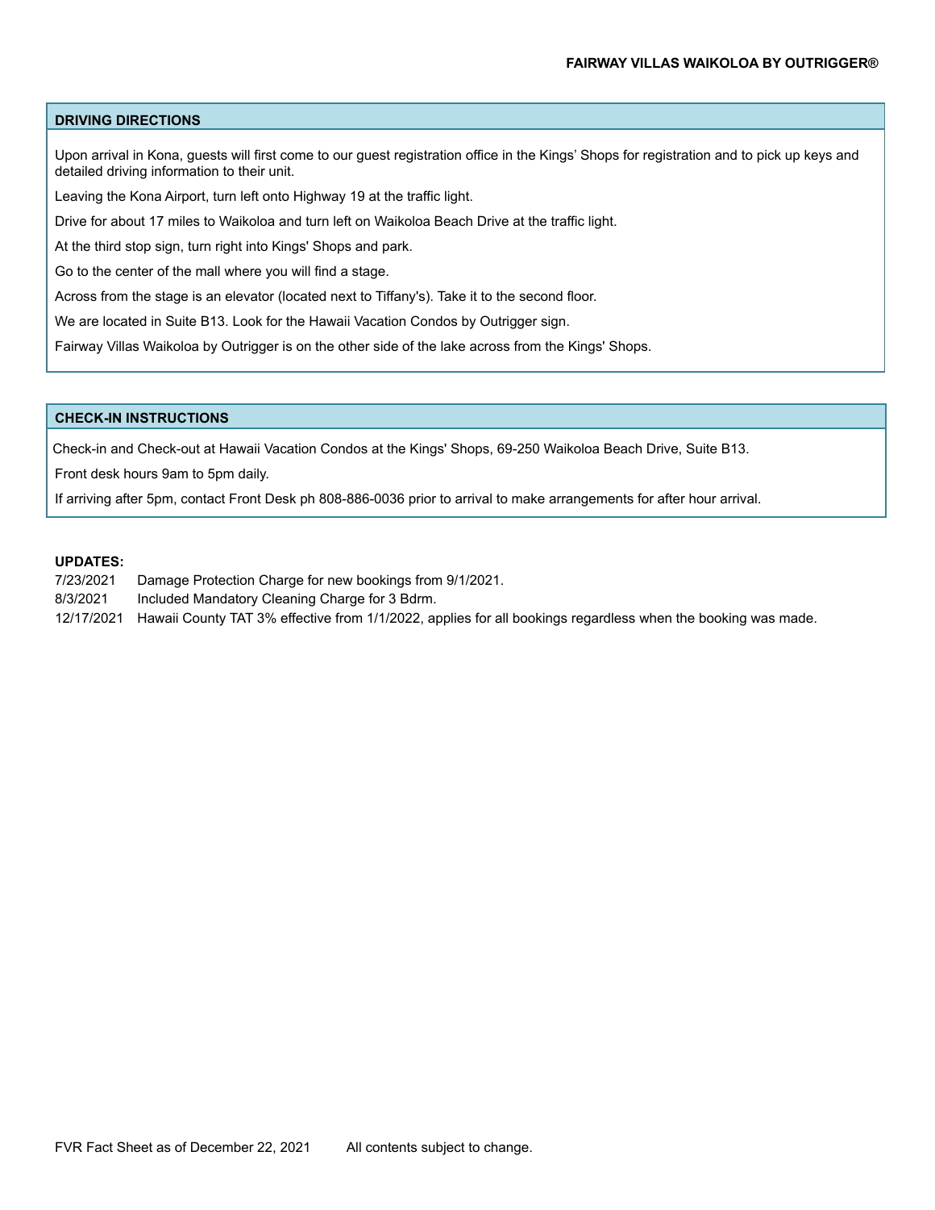## DRIVING DIRECTIONS

Upon arrival in Kona, guests will first come to our guest registration office in the Kings' Shops for registration and to pick up keys and detailed driving information to their unit.

Leaving the Kona Airport, turn left onto Highway 19 at the traffic light.

Drive for about 17 miles to Waikoloa and turn left on Waikoloa Beach Drive at the traffic light.

At the third stop sign, turn right into Kings' Shops and park.

Go to the center of the mall where you will find a stage.

Across from the stage is an elevator (located next to Tiffany's). Take it to the second floor.

We are located in Suite B13. Look for the Hawaii Vacation Condos by Outrigger sign.

Fairway Villas Waikoloa by Outrigger is on the other side of the lake across from the Kings' Shops.

## CHECK-IN INSTRUCTIONS

Check-in and Check-out at Hawaii Vacation Condos at the Kings' Shops, 69-250 Waikoloa Beach Drive, Suite B13.

Front desk hours 9am to 5pm daily.

If arriving after 5pm, contact Front Desk ph 808-886-0036 prior to arrival to make arrangements for after hour arrival.

**UPDATES:**

| | |
|---|---|
| 7/23/2021 | Damage Protection Charge for new bookings from 9/1/2021. |
| 8/3/2021 | Included Mandatory Cleaning Charge for 3 Bdrm. |
| 12/17/2021 | Hawaii County TAT 3% effective from 1/1/2022, applies for all bookings regardless when the booking was made. |

FVR Fact Sheet as of December 22, 2021 All contents subject to change.